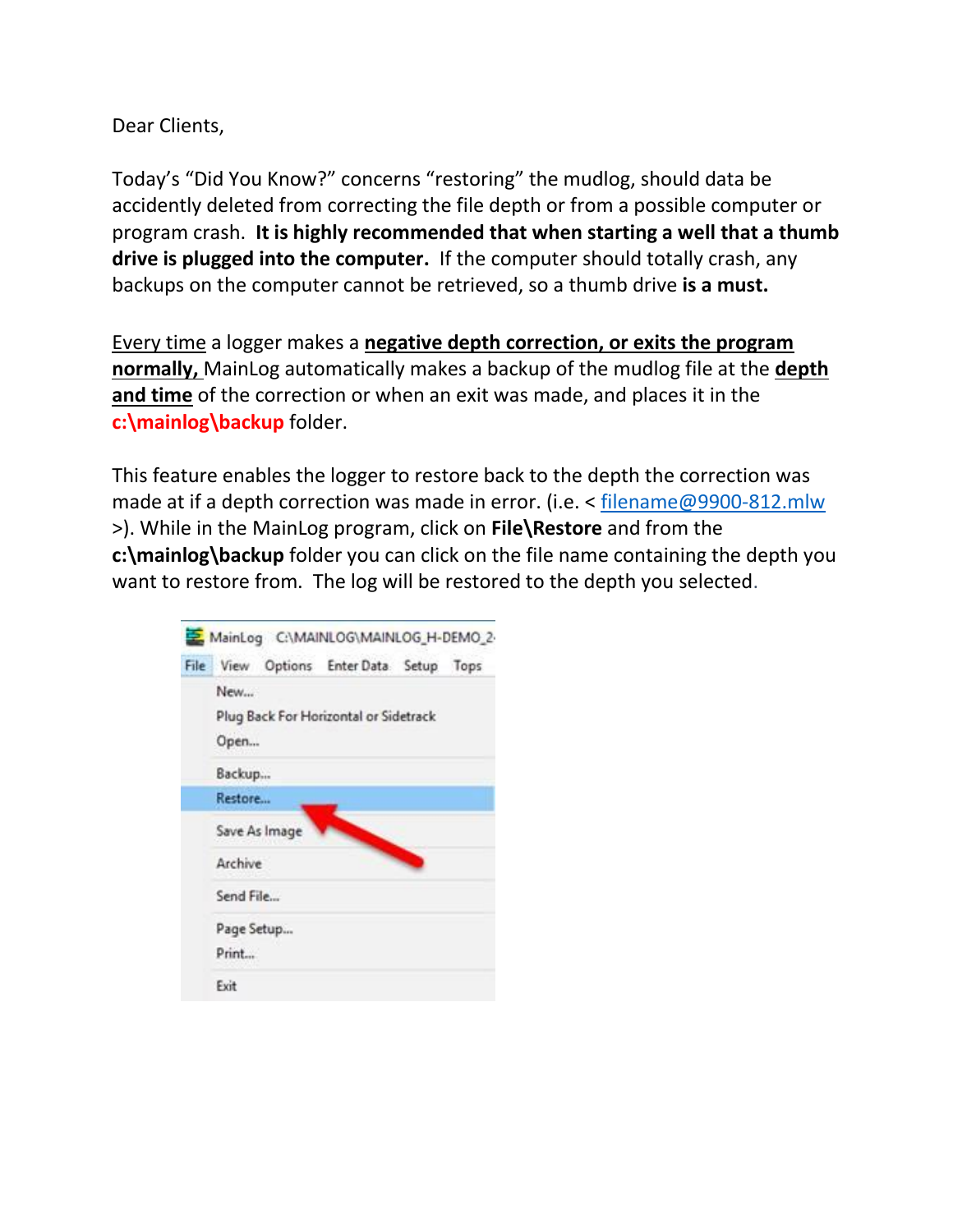Dear Clients,

Today's "Did You Know?" concerns "restoring" the mudlog, should data be accidently deleted from correcting the file depth or from a possible computer or program crash. **It is highly recommended that when starting a well that a thumb drive is plugged into the computer.** If the computer should totally crash, any backups on the computer cannot be retrieved, so a thumb drive **is a must.**

<u>Every time</u> a logger makes a **<u>negative depth correction, or exits the program normally,</u>** MainLog automatically makes a backup of the mudlog file at the **<u>depth and time</u>** of the correction or when an exit was made, and places it in the **c:\mainlog\backup** folder.

This feature enables the logger to restore back to the depth the correction was made at if a depth correction was made in error. (i.e. < filename@9900-812.mlw >). While in the MainLog program, click on **File\Restore** and from the **c:\mainlog\backup** folder you can click on the file name containing the depth you want to restore from. The log will be restored to the depth you selected.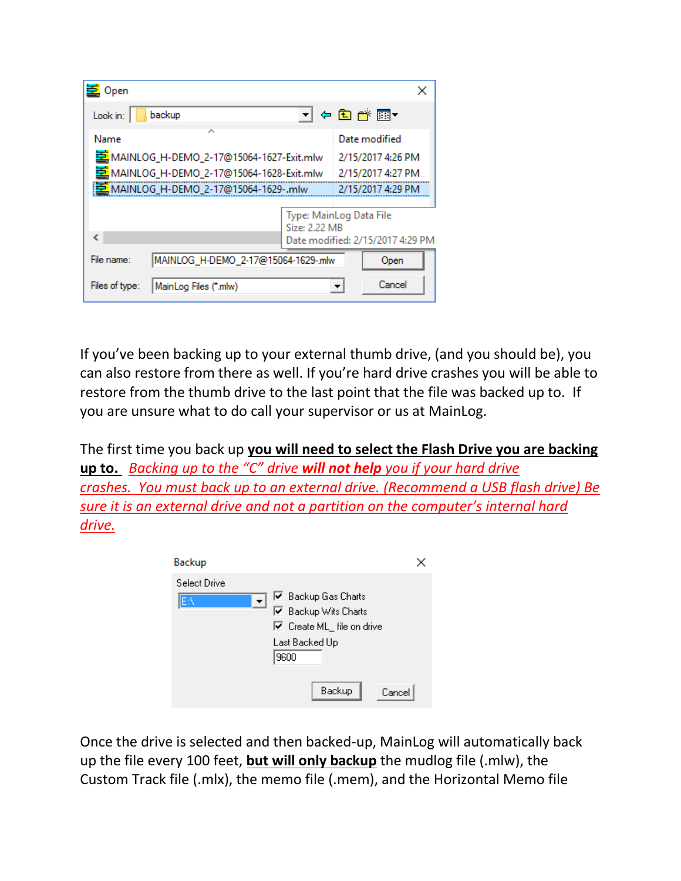If you've been backing up to your external thumb drive, (and you should be), you can also restore from there as well. If you're hard drive crashes you will be able to restore from the thumb drive to the last point that the file was backed up to. If you are unsure what to do call your supervisor or us at MainLog.

The first time you back up **you will need to select the Flash Drive you are backing up to.** *Backing up to the "C" drive **will not help** you if your hard drive crashes. You must back up to an external drive. (Recommend a USB flash drive) Be sure it is an external drive and not a partition on the computer's internal hard drive.*

Once the drive is selected and then backed-up, MainLog will automatically back up the file every 100 feet, **but will only backup** the mudlog file (.mlw), the Custom Track file (.mlx), the memo file (.mem), and the Horizontal Memo file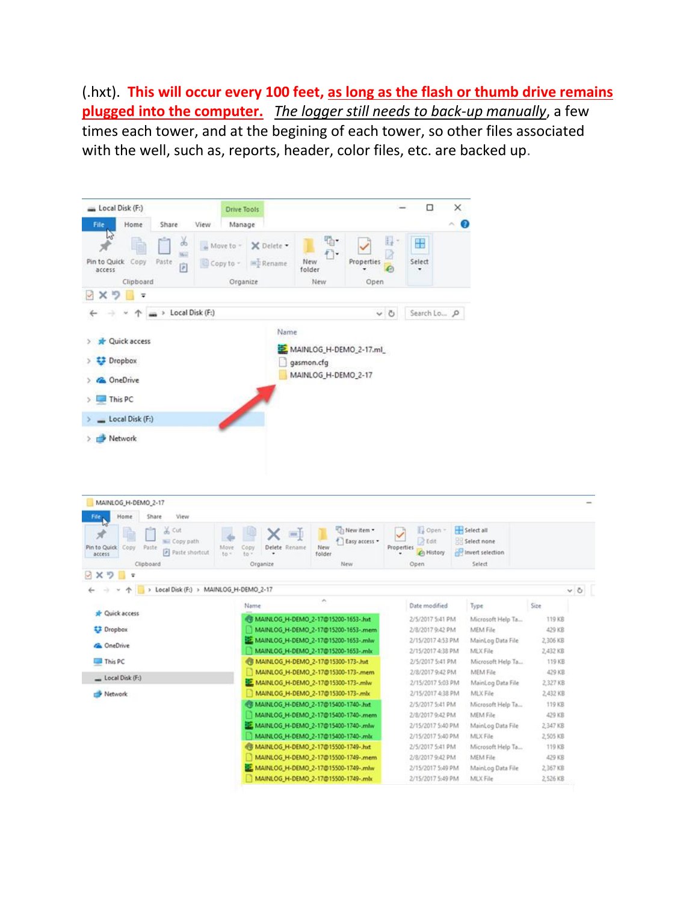(.hxt). **<u>This will occur every 100 feet, as long as the flash or thumb drive remains plugged into the computer.</u>** *<u>The logger still needs to back-up manually</u>*, a few times each tower, and at the begining of each tower, so other files associated with the well, such as, reports, header, color files, etc. are backed up.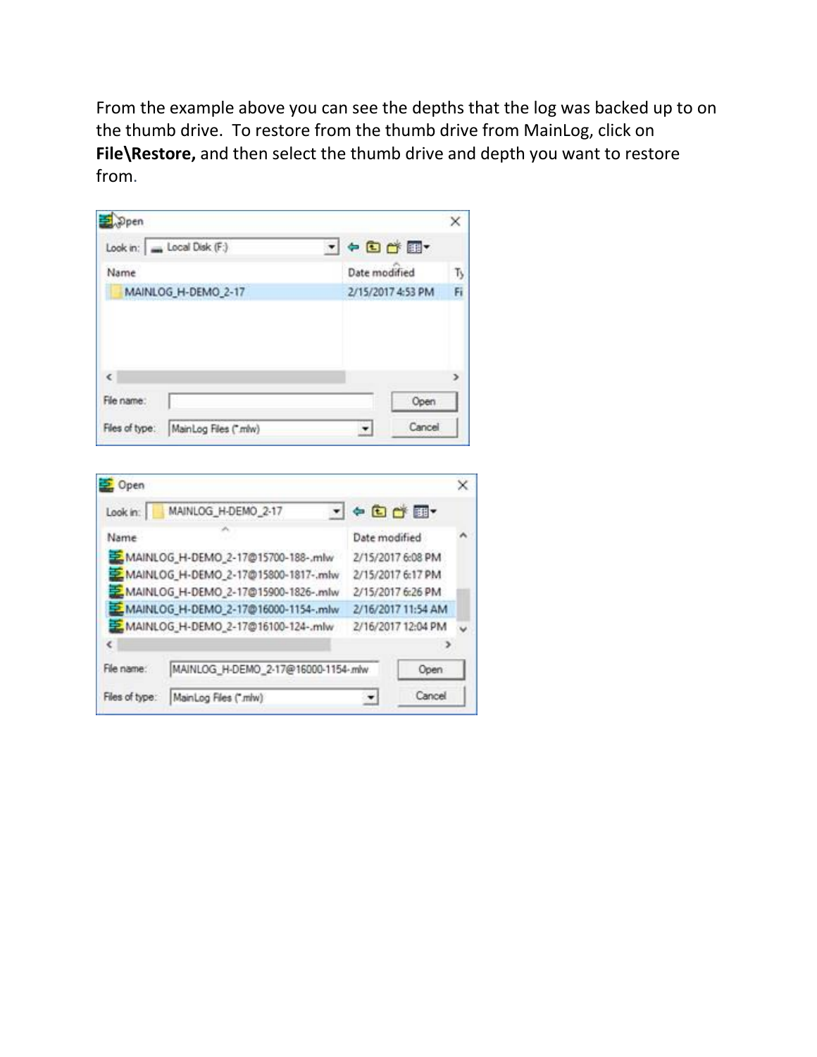From the example above you can see the depths that the log was backed up to on the thumb drive. To restore from the thumb drive from MainLog, click on **File\Restore,** and then select the thumb drive and depth you want to restore from.